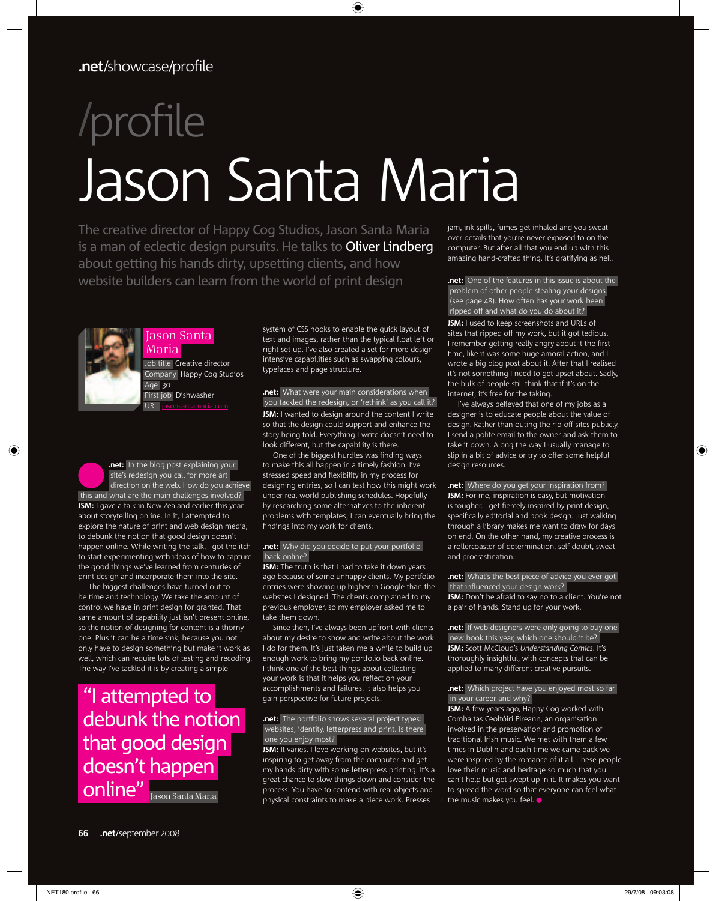# /profile
# Jason Santa Maria

The creative director of Happy Cog Studios, Jason Santa Maria is a man of eclectic design pursuits. He talks to Oliver Lindberg about getting his hands dirty, upsetting clients, and how website builders can learn from the world of print design

**Jason Santa Maria**

Job title Creative director
Company Happy Cog Studios
Age 30
First job Dishwasher
URL jasonsantamaria.com

**.net:** In the blog post explaining your site's redesign you call for more art direction on the web. How do you achieve this and what are the main challenges involved?

**JSM:** I gave a talk in New Zealand earlier this year about storytelling online. In it, I attempted to explore the nature of print and web design media, to debunk the notion that good design doesn't happen online. While writing the talk, I got the itch to start experimenting with ideas of how to capture the good things we've learned from centuries of print design and incorporate them into the site.

The biggest challenges have turned out to be time and technology. We take the amount of control we have in print design for granted. That same amount of capability just isn't present online, so the notion of designing for content is a thorny one. Plus it can be a time sink, because you not only have to design something but make it work as well, which can require lots of testing and recoding. The way I've tackled it is by creating a simple system of CSS hooks to enable the quick layout of text and images, rather than the typical float left or right set-up. I've also created a set for more design intensive capabilities such as swapping colours, typefaces and page structure.

> "I attempted to debunk the notion that good design doesn't happen online" Jason Santa Maria

**.net:** What were your main considerations when you tackled the redesign, or 'rethink' as you call it?

**JSM:** I wanted to design around the content I write so that the design could support and enhance the story being told. Everything I write doesn't need to look different, but the capability is there.

One of the biggest hurdles was finding ways to make this all happen in a timely fashion. I've stressed speed and flexibility in my process for designing entries, so I can test how this might work under real-world publishing schedules. Hopefully by researching some alternatives to the inherent problems with templates, I can eventually bring the findings into my work for clients.

**.net:** Why did you decide to put your portfolio back online?

**JSM:** The truth is that I had to take it down years ago because of some unhappy clients. My portfolio entries were showing up higher in Google than the websites I designed. The clients complained to my previous employer, so my employer asked me to take them down.

Since then, I've always been upfront with clients about my desire to show and write about the work I do for them. It's just taken me a while to build up enough work to bring my portfolio back online. I think one of the best things about collecting your work is that it helps you reflect on your accomplishments and failures. It also helps you gain perspective for future projects.

**.net:** The portfolio shows several project types: websites, identity, letterpress and print. Is there one you enjoy most?

**JSM:** It varies. I love working on websites, but it's inspiring to get away from the computer and get my hands dirty with some letterpress printing. It's a great chance to slow things down and consider the process. You have to contend with real objects and physical constraints to make a piece work. Presses jam, ink spills, fumes get inhaled and you sweat over details that you're never exposed to on the computer. But after all that you end up with this amazing hand-crafted thing. It's gratifying as hell.

**.net:** One of the features in this issue is about the problem of other people stealing your designs (see page 48). How often has your work been ripped off and what do you do about it?

**JSM:** I used to keep screenshots and URLs of sites that ripped off my work, but it got tedious. I remember getting really angry about it the first time, like it was some huge amoral action, and I wrote a big blog post about it. After that I realised it's not something I need to get upset about. Sadly, the bulk of people still think that if it's on the internet, it's free for the taking.

I've always believed that one of my jobs as a designer is to educate people about the value of design. Rather than outing the rip-off sites publicly, I send a polite email to the owner and ask them to take it down. Along the way I usually manage to slip in a bit of advice or try to offer some helpful design resources.

**.net:** Where do you get your inspiration from?

**JSM:** For me, inspiration is easy, but motivation is tougher. I get fiercely inspired by print design, specifically editorial and book design. Just walking through a library makes me want to draw for days on end. On the other hand, my creative process is a rollercoaster of determination, self-doubt, sweat and procrastination.

**.net:** What's the best piece of advice you ever got that influenced your design work?

**JSM:** Don't be afraid to say no to a client. You're not a pair of hands. Stand up for your work.

**.net:** If web designers were only going to buy one new book this year, which one should it be?

**JSM:** Scott McCloud's *Understanding Comics*. It's thoroughly insightful, with concepts that can be applied to many different creative pursuits.

**.net:** Which project have you enjoyed most so far in your career and why?

**JSM:** A few years ago, Happy Cog worked with Comhaltas Ceoltóirí Éireann, an organisation involved in the preservation and promotion of traditional Irish music. We met with them a few times in Dublin and each time we came back we were inspired by the romance of it all. These people love their music and heritage so much that you can't help but get swept up in it. It makes you want to spread the word so that everyone can feel what the music makes you feel.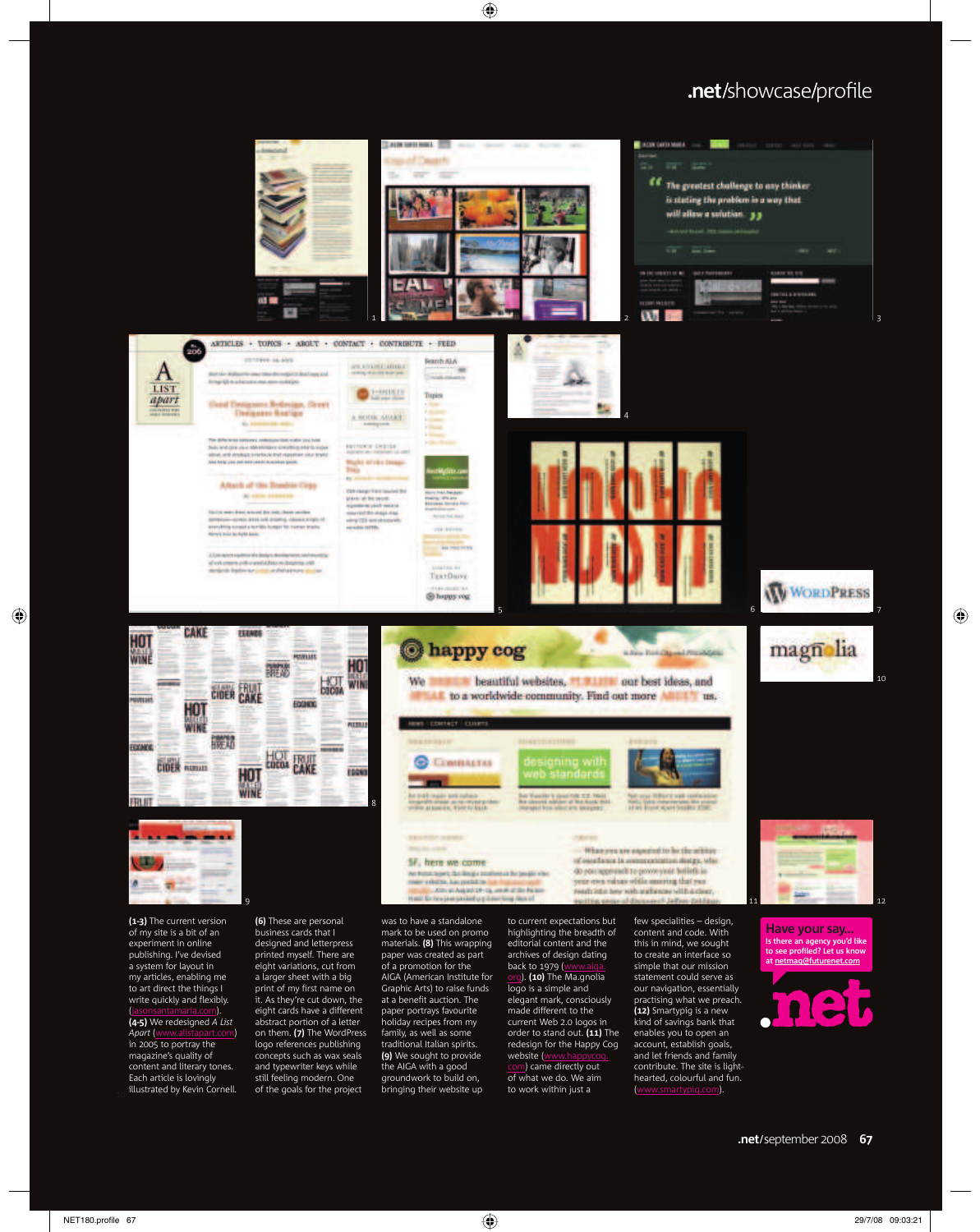**(1-3)** The current version of my site is a bit of an experiment in online publishing. I've devised a system for layout in my articles, enabling me to art direct the things I write quickly and flexibly. (jasonsantamaria.com) **(4-5)** We redesigned *A List Apart* (www.alistapart.com) in 2005 to portray the magazine's quality of content and literary tones. Each article is lovingly illustrated by Kevin Cornell. **(6)** These are personal business cards that I designed and letterpress printed myself. There are eight variations, cut from a larger sheet with a big print of my first name on it. As they're cut down, the eight cards have a different abstract portion of a letter on them. **(7)** The WordPress logo references publishing concepts such as wax seals and typewriter keys while still feeling modern. One of the goals for the project was to have a standalone mark to be used on promo materials. **(8)** This wrapping paper was created as part of a promotion for the AIGA (American Institute for Graphic Arts) to raise funds at a benefit auction. The paper portrays favourite holiday recipes from my family, as well as some traditional Italian spirits. **(9)** We sought to provide the AIGA with a good groundwork to build on, bringing their website up to current expectations but highlighting the breadth of editorial content and the archives of design dating back to 1979 (www.aiga.org). **(10)** The Ma.gnolia logo is a simple and elegant mark, consciously made different to the current Web 2.0 logos in order to stand out. **(11)** The redesign for the Happy Cog website (www.happycog.com) came directly out of what we do. We aim to work within just a few specialities – design, content and code. With this in mind, we sought to create an interface so simple that our mission statement could serve as our navigation, essentially practising what we preach. **(12)** Smartypig is a new kind of savings bank that enables you to open an account, establish goals, and let friends and family contribute. The site is light-hearted, colourful and fun. (www.smartypig.com).

**Have your say...**
Is there an agency you'd like to see profiled? Let us know at netmag@futurenet.com